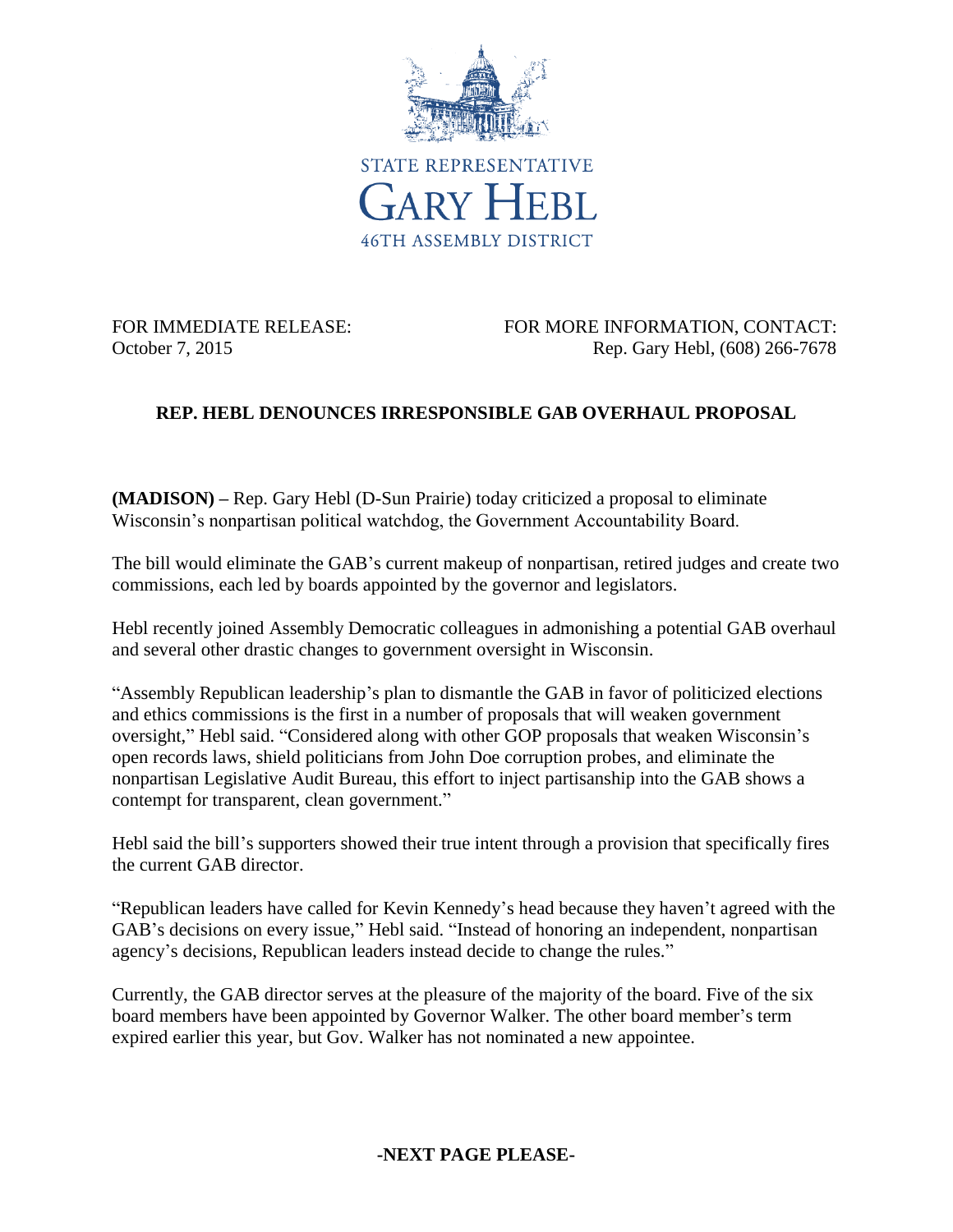STATE REPRESENTATIVE

GARY HEBL

46TH ASSEMBLY DISTRICT

FOR IMMEDIATE RELEASE:
October 7, 2015

FOR MORE INFORMATION, CONTACT:
Rep. Gary Hebl, (608) 266-7678

**REP. HEBL DENOUNCES IRRESPONSIBLE GAB OVERHAUL PROPOSAL**

**(MADISON) –** Rep. Gary Hebl (D-Sun Prairie) today criticized a proposal to eliminate Wisconsin's nonpartisan political watchdog, the Government Accountability Board.

The bill would eliminate the GAB's current makeup of nonpartisan, retired judges and create two commissions, each led by boards appointed by the governor and legislators.

Hebl recently joined Assembly Democratic colleagues in admonishing a potential GAB overhaul and several other drastic changes to government oversight in Wisconsin.

"Assembly Republican leadership's plan to dismantle the GAB in favor of politicized elections and ethics commissions is the first in a number of proposals that will weaken government oversight," Hebl said. "Considered along with other GOP proposals that weaken Wisconsin's open records laws, shield politicians from John Doe corruption probes, and eliminate the nonpartisan Legislative Audit Bureau, this effort to inject partisanship into the GAB shows a contempt for transparent, clean government."

Hebl said the bill's supporters showed their true intent through a provision that specifically fires the current GAB director.

"Republican leaders have called for Kevin Kennedy's head because they haven't agreed with the GAB's decisions on every issue," Hebl said. "Instead of honoring an independent, nonpartisan agency's decisions, Republican leaders instead decide to change the rules."

Currently, the GAB director serves at the pleasure of the majority of the board. Five of the six board members have been appointed by Governor Walker. The other board member's term expired earlier this year, but Gov. Walker has not nominated a new appointee.

**-NEXT PAGE PLEASE-**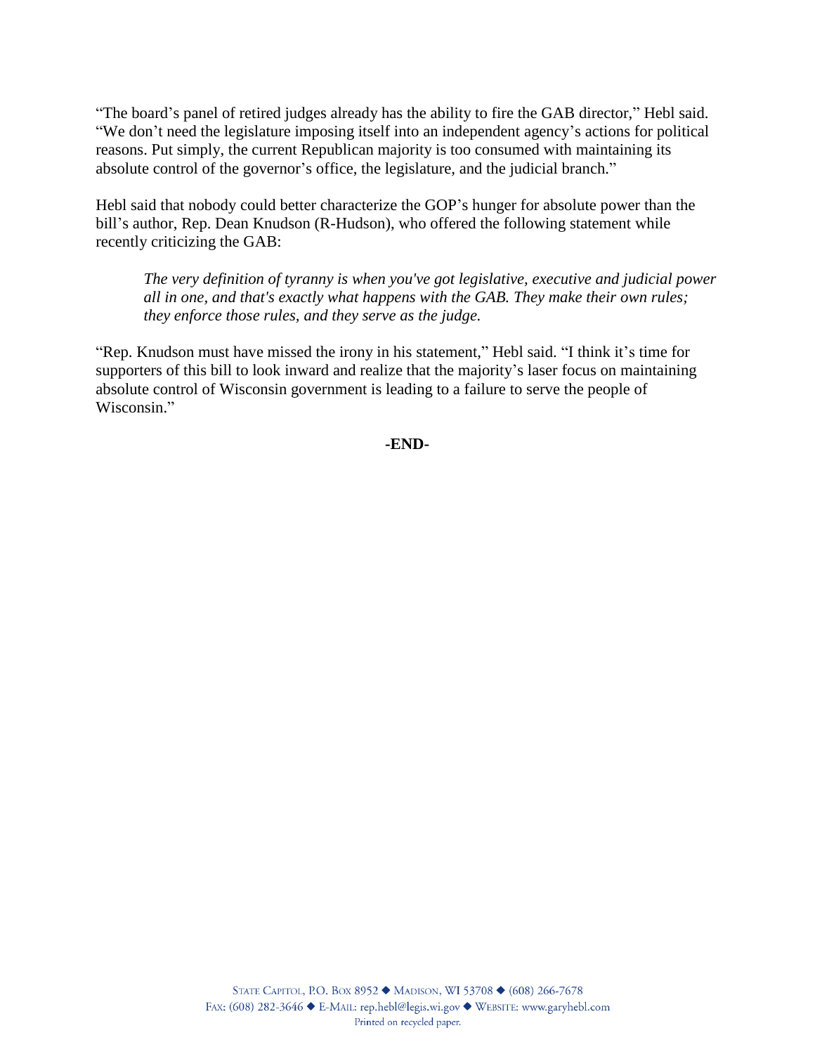"The board's panel of retired judges already has the ability to fire the GAB director," Hebl said. "We don't need the legislature imposing itself into an independent agency's actions for political reasons. Put simply, the current Republican majority is too consumed with maintaining its absolute control of the governor's office, the legislature, and the judicial branch."

Hebl said that nobody could better characterize the GOP's hunger for absolute power than the bill's author, Rep. Dean Knudson (R-Hudson), who offered the following statement while recently criticizing the GAB:

> *The very definition of tyranny is when you've got legislative, executive and judicial power all in one, and that's exactly what happens with the GAB. They make their own rules; they enforce those rules, and they serve as the judge.*

"Rep. Knudson must have missed the irony in his statement," Hebl said. "I think it's time for supporters of this bill to look inward and realize that the majority's laser focus on maintaining absolute control of Wisconsin government is leading to a failure to serve the people of Wisconsin."

**-END-**

STATE CAPITOL, P.O. BOX 8952 ◆ MADISON, WI 53708 ◆ (608) 266-7678
FAX: (608) 282-3646 ◆ E-MAIL: rep.hebl@legis.wi.gov ◆ WEBSITE: www.garyhebl.com
Printed on recycled paper.